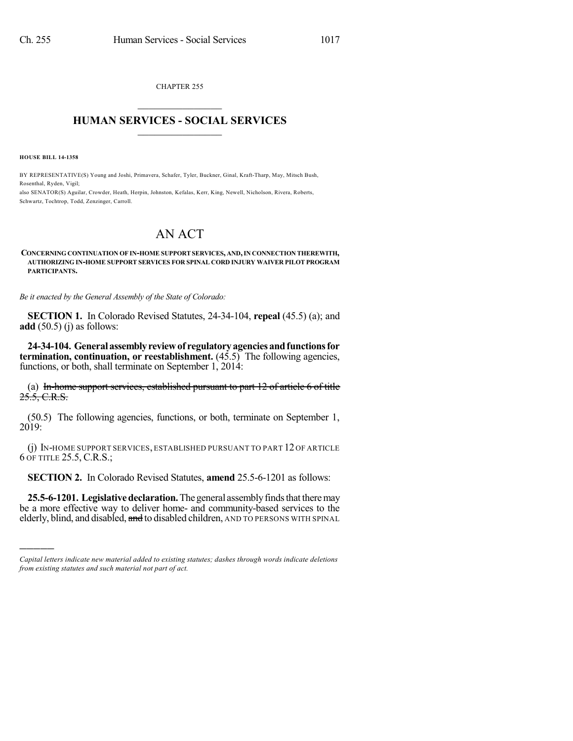CHAPTER 255

# HUMAN SERVICES - SOCIAL SERVICES

**HOUSE BILL 14-1358**

BY REPRESENTATIVE(S) Young and Joshi, Primavera, Schafer, Tyler, Buckner, Ginal, Kraft-Tharp, May, Mitsch Bush, Rosenthal, Ryden, Vigil;
also SENATOR(S) Aguilar, Crowder, Heath, Herpin, Johnston, Kefalas, Kerr, King, Newell, Nicholson, Rivera, Roberts, Schwartz, Tochtrop, Todd, Zenzinger, Carroll.

# AN ACT

**CONCERNING CONTINUATION OF IN-HOME SUPPORT SERVICES, AND, IN CONNECTION THEREWITH, AUTHORIZING IN-HOME SUPPORT SERVICES FOR SPINAL CORD INJURY WAIVER PILOT PROGRAM PARTICIPANTS.**

*Be it enacted by the General Assembly of the State of Colorado:*

**SECTION 1.** In Colorado Revised Statutes, 24-34-104, **repeal** (45.5) (a); and **add** (50.5) (j) as follows:

**24-34-104. General assembly review of regulatory agencies and functions for termination, continuation, or reestablishment.** (45.5) The following agencies, functions, or both, shall terminate on September 1, 2014:

(a) ~~In-home support services, established pursuant to part 12 of article 6 of title 25.5, C.R.S.~~

(50.5) The following agencies, functions, or both, terminate on September 1, 2019:

(j) IN-HOME SUPPORT SERVICES, ESTABLISHED PURSUANT TO PART 12 OF ARTICLE 6 OF TITLE 25.5, C.R.S.;

**SECTION 2.** In Colorado Revised Statutes, **amend** 25.5-6-1201 as follows:

**25.5-6-1201. Legislative declaration.** The general assembly finds that there may be a more effective way to deliver home- and community-based services to the elderly, blind, and disabled, ~~and~~ to disabled children, AND TO PERSONS WITH SPINAL

*Capital letters indicate new material added to existing statutes; dashes through words indicate deletions from existing statutes and such material not part of act.*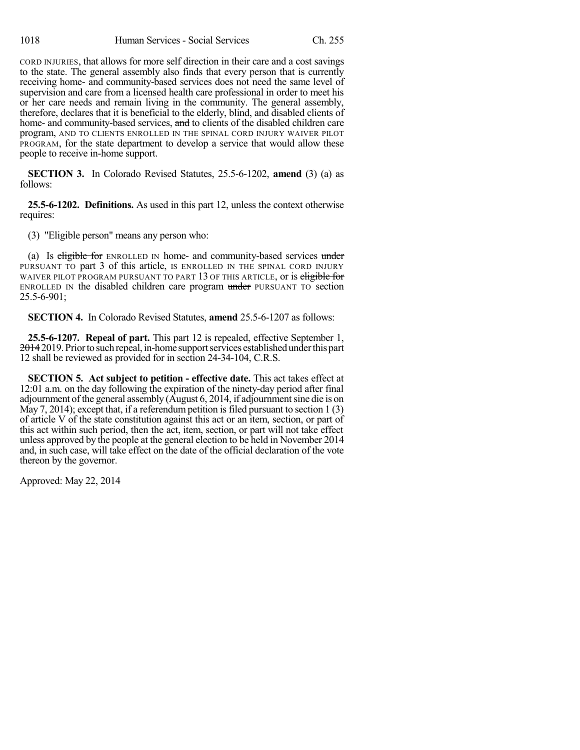CORD INJURIES, that allows for more self direction in their care and a cost savings to the state. The general assembly also finds that every person that is currently receiving home- and community-based services does not need the same level of supervision and care from a licensed health care professional in order to meet his or her care needs and remain living in the community. The general assembly, therefore, declares that it is beneficial to the elderly, blind, and disabled clients of home- and community-based services, ~~and~~ to clients of the disabled children care program, AND TO CLIENTS ENROLLED IN THE SPINAL CORD INJURY WAIVER PILOT PROGRAM, for the state department to develop a service that would allow these people to receive in-home support.

**SECTION 3.** In Colorado Revised Statutes, 25.5-6-1202, **amend** (3) (a) as follows:

**25.5-6-1202. Definitions.** As used in this part 12, unless the context otherwise requires:

(3) "Eligible person" means any person who:

(a) Is ~~eligible for~~ ENROLLED IN home- and community-based services ~~under~~ PURSUANT TO part 3 of this article, IS ENROLLED IN THE SPINAL CORD INJURY WAIVER PILOT PROGRAM PURSUANT TO PART 13 OF THIS ARTICLE, or is ~~eligible for~~ ENROLLED IN the disabled children care program ~~under~~ PURSUANT TO section 25.5-6-901;

**SECTION 4.** In Colorado Revised Statutes, **amend** 25.5-6-1207 as follows:

**25.5-6-1207. Repeal of part.** This part 12 is repealed, effective September 1, ~~2014~~ 2019. Prior to such repeal, in-home support services established under this part 12 shall be reviewed as provided for in section 24-34-104, C.R.S.

**SECTION 5. Act subject to petition - effective date.** This act takes effect at 12:01 a.m. on the day following the expiration of the ninety-day period after final adjournment of the general assembly (August 6, 2014, if adjournment sine die is on May 7, 2014); except that, if a referendum petition is filed pursuant to section 1 (3) of article V of the state constitution against this act or an item, section, or part of this act within such period, then the act, item, section, or part will not take effect unless approved by the people at the general election to be held in November 2014 and, in such case, will take effect on the date of the official declaration of the vote thereon by the governor.

Approved: May 22, 2014